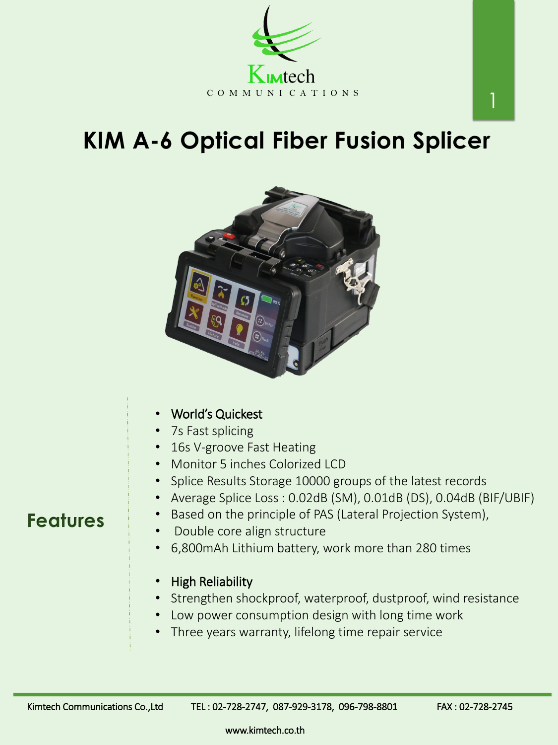Kimtech
COMMUNICATIONS

# KIM A-6 Optical Fiber Fusion Splicer

## Features

- World's Quickest
- 7s Fast splicing
- 16s V-groove Fast Heating
- Monitor 5 inches Colorized LCD
- Splice Results Storage 10000 groups of the latest records
- Average Splice Loss : 0.02dB (SM), 0.01dB (DS), 0.04dB (BIF/UBIF)
- Based on the principle of PAS (Lateral Projection System),
- Double core align structure
- 6,800mAh Lithium battery, work more than 280 times

- High Reliability
- Strengthen shockproof, waterproof, dustproof, wind resistance
- Low power consumption design with long time work
- Three years warranty, lifelong time repair service

Kimtech Communications Co.,Ltd TEL : 02-728-2747, 087-929-3178, 096-798-8801 FAX : 02-728-2745

www.kimtech.co.th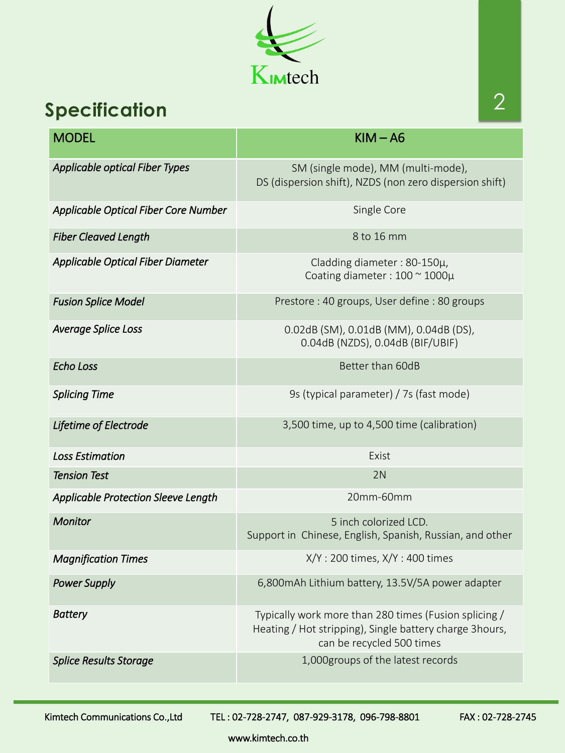Kimtech

## Specification

| MODEL | KIM – A6 |
|---|---|
| *Applicable optical Fiber Types* | SM (single mode), MM (multi-mode), DS (dispersion shift), NZDS (non zero dispersion shift) |
| *Applicable Optical Fiber Core Number* | Single Core |
| *Fiber Cleaved Length* | 8 to 16 mm |
| *Applicable Optical Fiber Diameter* | Cladding diameter : 80-150µ, Coating diameter : 100 ~ 1000µ |
| *Fusion Splice Model* | Prestore : 40 groups, User define : 80 groups |
| *Average Splice Loss* | 0.02dB (SM), 0.01dB (MM), 0.04dB (DS), 0.04dB (NZDS), 0.04dB (BIF/UBIF) |
| *Echo Loss* | Better than 60dB |
| *Splicing Time* | 9s (typical parameter) / 7s (fast mode) |
| *Lifetime of Electrode* | 3,500 time, up to 4,500 time (calibration) |
| *Loss Estimation* | Exist |
| *Tension Test* | 2N |
| *Applicable Protection Sleeve Length* | 20mm-60mm |
| *Monitor* | 5 inch colorized LCD. Support in Chinese, English, Spanish, Russian, and other |
| *Magnification Times* | X/Y : 200 times, X/Y : 400 times |
| *Power Supply* | 6,800mAh Lithium battery, 13.5V/5A power adapter |
| *Battery* | Typically work more than 280 times (Fusion splicing / Heating / Hot stripping), Single battery charge 3hours, can be recycled 500 times |
| *Splice Results Storage* | 1,000groups of the latest records |

Kimtech Communications Co.,Ltd TEL : 02-728-2747, 087-929-3178, 096-798-8801 FAX : 02-728-2745

www.kimtech.co.th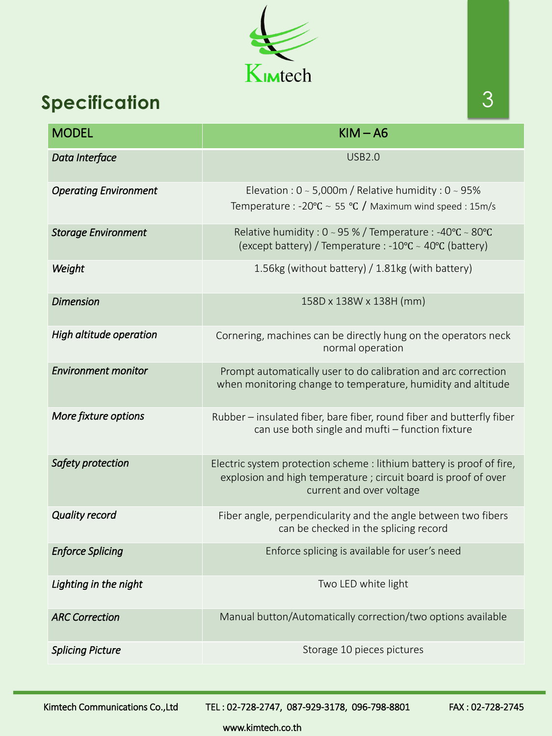Kimtech

## Specification

| MODEL | KIM – A6 |
|---|---|
| *Data Interface* | USB2.0 |
| *Operating Environment* | Elevation : 0 ~ 5,000m / Relative humidity : 0 ~ 95%<br>Temperature : -20℃ ~ 55 ℃ / Maximum wind speed : 15m/s |
| *Storage Environment* | Relative humidity : 0 ~ 95 % / Temperature : -40℃ ~ 80℃ (except battery) / Temperature : -10℃ ~ 40℃ (battery) |
| *Weight* | 1.56kg (without battery) / 1.81kg (with battery) |
| *Dimension* | 158D x 138W x 138H (mm) |
| *High altitude operation* | Cornering, machines can be directly hung on the operators neck normal operation |
| *Environment monitor* | Prompt automatically user to do calibration and arc correction when monitoring change to temperature, humidity and altitude |
| *More fixture options* | Rubber – insulated fiber, bare fiber, round fiber and butterfly fiber can use both single and mufti – function fixture |
| *Safety protection* | Electric system protection scheme : lithium battery is proof of fire, explosion and high temperature ; circuit board is proof of over current and over voltage |
| *Quality record* | Fiber angle, perpendicularity and the angle between two fibers can be checked in the splicing record |
| *Enforce Splicing* | Enforce splicing is available for user's need |
| *Lighting in the night* | Two LED white light |
| *ARC Correction* | Manual button/Automatically correction/two options available |
| *Splicing Picture* | Storage 10 pieces pictures |

Kimtech Communications Co.,Ltd TEL : 02-728-2747, 087-929-3178, 096-798-8801 FAX : 02-728-2745

www.kimtech.co.th